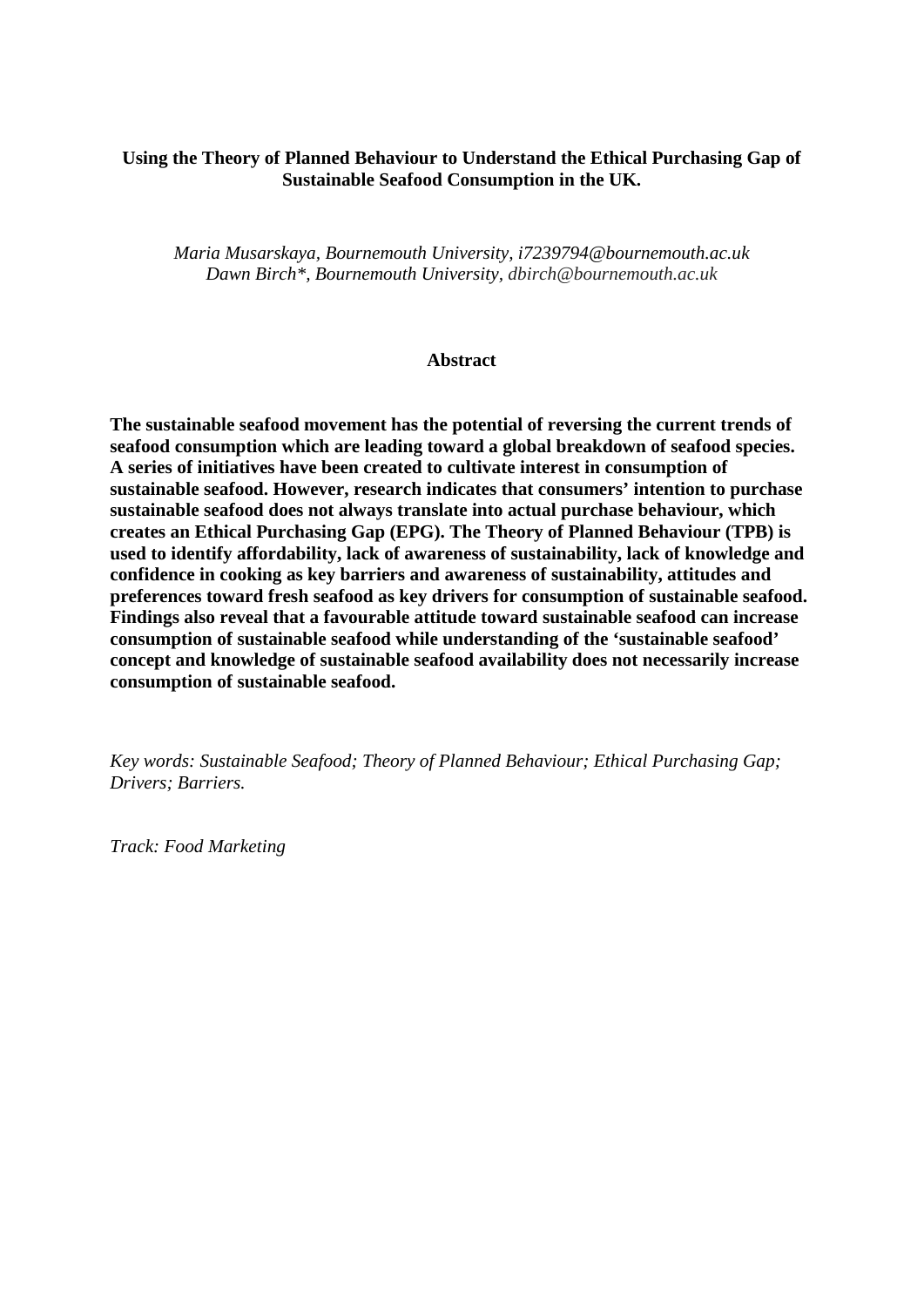# Using the Theory of Planned Behaviour to Understand the Ethical Purchasing Gap of Sustainable Seafood Consumption in the UK.

*Maria Musarskaya, Bournemouth University, i7239794@bournemouth.ac.uk*
*Dawn Birch*, Bournemouth University, dbirch@bournemouth.ac.uk*

## Abstract

**The sustainable seafood movement has the potential of reversing the current trends of seafood consumption which are leading toward a global breakdown of seafood species. A series of initiatives have been created to cultivate interest in consumption of sustainable seafood. However, research indicates that consumers' intention to purchase sustainable seafood does not always translate into actual purchase behaviour, which creates an Ethical Purchasing Gap (EPG). The Theory of Planned Behaviour (TPB) is used to identify affordability, lack of awareness of sustainability, lack of knowledge and confidence in cooking as key barriers and awareness of sustainability, attitudes and preferences toward fresh seafood as key drivers for consumption of sustainable seafood. Findings also reveal that a favourable attitude toward sustainable seafood can increase consumption of sustainable seafood while understanding of the 'sustainable seafood' concept and knowledge of sustainable seafood availability does not necessarily increase consumption of sustainable seafood.**

*Key words: Sustainable Seafood; Theory of Planned Behaviour; Ethical Purchasing Gap; Drivers; Barriers.*

*Track: Food Marketing*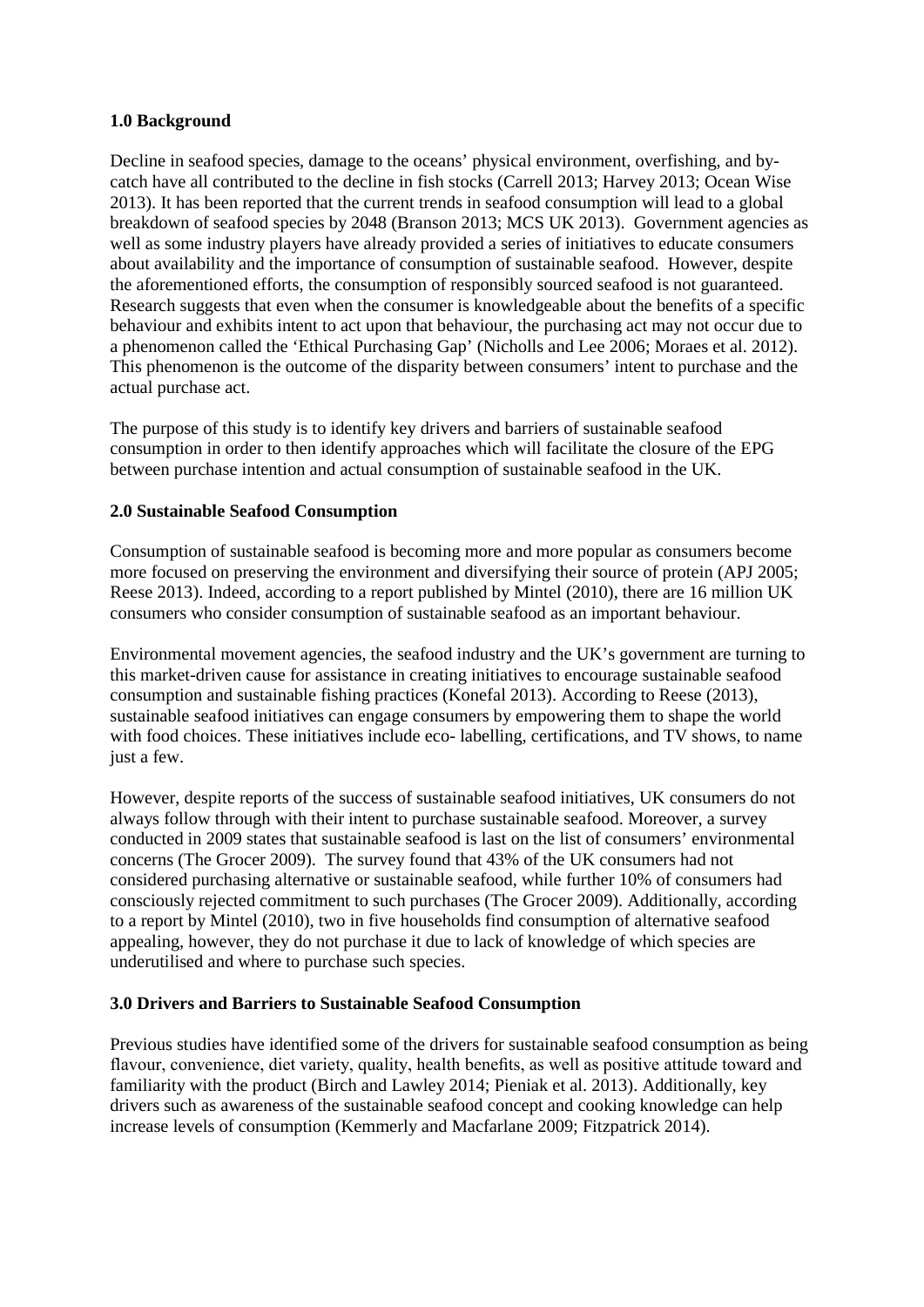**1.0 Background**

Decline in seafood species, damage to the oceans' physical environment, overfishing, and by-catch have all contributed to the decline in fish stocks (Carrell 2013; Harvey 2013; Ocean Wise 2013). It has been reported that the current trends in seafood consumption will lead to a global breakdown of seafood species by 2048 (Branson 2013; MCS UK 2013). Government agencies as well as some industry players have already provided a series of initiatives to educate consumers about availability and the importance of consumption of sustainable seafood. However, despite the aforementioned efforts, the consumption of responsibly sourced seafood is not guaranteed. Research suggests that even when the consumer is knowledgeable about the benefits of a specific behaviour and exhibits intent to act upon that behaviour, the purchasing act may not occur due to a phenomenon called the 'Ethical Purchasing Gap' (Nicholls and Lee 2006; Moraes et al. 2012). This phenomenon is the outcome of the disparity between consumers' intent to purchase and the actual purchase act.

The purpose of this study is to identify key drivers and barriers of sustainable seafood consumption in order to then identify approaches which will facilitate the closure of the EPG between purchase intention and actual consumption of sustainable seafood in the UK.

**2.0 Sustainable Seafood Consumption**

Consumption of sustainable seafood is becoming more and more popular as consumers become more focused on preserving the environment and diversifying their source of protein (APJ 2005; Reese 2013). Indeed, according to a report published by Mintel (2010), there are 16 million UK consumers who consider consumption of sustainable seafood as an important behaviour.

Environmental movement agencies, the seafood industry and the UK's government are turning to this market-driven cause for assistance in creating initiatives to encourage sustainable seafood consumption and sustainable fishing practices (Konefal 2013). According to Reese (2013), sustainable seafood initiatives can engage consumers by empowering them to shape the world with food choices. These initiatives include eco- labelling, certifications, and TV shows, to name just a few.

However, despite reports of the success of sustainable seafood initiatives, UK consumers do not always follow through with their intent to purchase sustainable seafood. Moreover, a survey conducted in 2009 states that sustainable seafood is last on the list of consumers' environmental concerns (The Grocer 2009). The survey found that 43% of the UK consumers had not considered purchasing alternative or sustainable seafood, while further 10% of consumers had consciously rejected commitment to such purchases (The Grocer 2009). Additionally, according to a report by Mintel (2010), two in five households find consumption of alternative seafood appealing, however, they do not purchase it due to lack of knowledge of which species are underutilised and where to purchase such species.

**3.0 Drivers and Barriers to Sustainable Seafood Consumption**

Previous studies have identified some of the drivers for sustainable seafood consumption as being flavour, convenience, diet variety, quality, health benefits, as well as positive attitude toward and familiarity with the product (Birch and Lawley 2014; Pieniak et al. 2013). Additionally, key drivers such as awareness of the sustainable seafood concept and cooking knowledge can help increase levels of consumption (Kemmerly and Macfarlane 2009; Fitzpatrick 2014).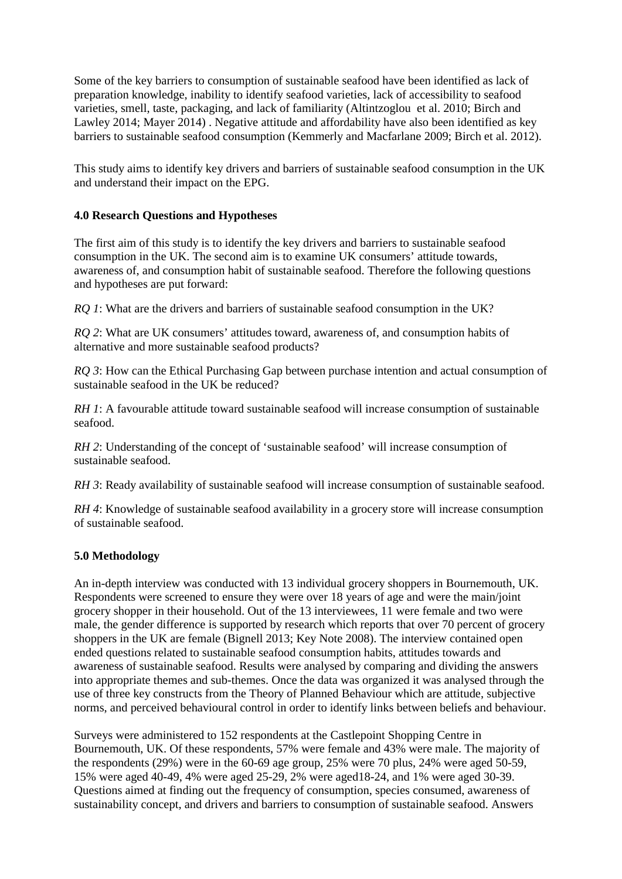Some of the key barriers to consumption of sustainable seafood have been identified as lack of preparation knowledge, inability to identify seafood varieties, lack of accessibility to seafood varieties, smell, taste, packaging, and lack of familiarity (Altintzoglou et al. 2010; Birch and Lawley 2014; Mayer 2014) . Negative attitude and affordability have also been identified as key barriers to sustainable seafood consumption (Kemmerly and Macfarlane 2009; Birch et al. 2012).

This study aims to identify key drivers and barriers of sustainable seafood consumption in the UK and understand their impact on the EPG.

### 4.0 Research Questions and Hypotheses

The first aim of this study is to identify the key drivers and barriers to sustainable seafood consumption in the UK. The second aim is to examine UK consumers' attitude towards, awareness of, and consumption habit of sustainable seafood. Therefore the following questions and hypotheses are put forward:

*RQ 1*: What are the drivers and barriers of sustainable seafood consumption in the UK?

*RQ 2*: What are UK consumers' attitudes toward, awareness of, and consumption habits of alternative and more sustainable seafood products?

*RQ 3*: How can the Ethical Purchasing Gap between purchase intention and actual consumption of sustainable seafood in the UK be reduced?

*RH 1*: A favourable attitude toward sustainable seafood will increase consumption of sustainable seafood.

*RH 2*: Understanding of the concept of 'sustainable seafood' will increase consumption of sustainable seafood.

*RH 3*: Ready availability of sustainable seafood will increase consumption of sustainable seafood.

*RH 4*: Knowledge of sustainable seafood availability in a grocery store will increase consumption of sustainable seafood.

### 5.0 Methodology

An in-depth interview was conducted with 13 individual grocery shoppers in Bournemouth, UK. Respondents were screened to ensure they were over 18 years of age and were the main/joint grocery shopper in their household. Out of the 13 interviewees, 11 were female and two were male, the gender difference is supported by research which reports that over 70 percent of grocery shoppers in the UK are female (Bignell 2013; Key Note 2008). The interview contained open ended questions related to sustainable seafood consumption habits, attitudes towards and awareness of sustainable seafood. Results were analysed by comparing and dividing the answers into appropriate themes and sub-themes. Once the data was organized it was analysed through the use of three key constructs from the Theory of Planned Behaviour which are attitude, subjective norms, and perceived behavioural control in order to identify links between beliefs and behaviour.

Surveys were administered to 152 respondents at the Castlepoint Shopping Centre in Bournemouth, UK. Of these respondents, 57% were female and 43% were male. The majority of the respondents (29%) were in the 60-69 age group, 25% were 70 plus, 24% were aged 50-59, 15% were aged 40-49, 4% were aged 25-29, 2% were aged18-24, and 1% were aged 30-39. Questions aimed at finding out the frequency of consumption, species consumed, awareness of sustainability concept, and drivers and barriers to consumption of sustainable seafood. Answers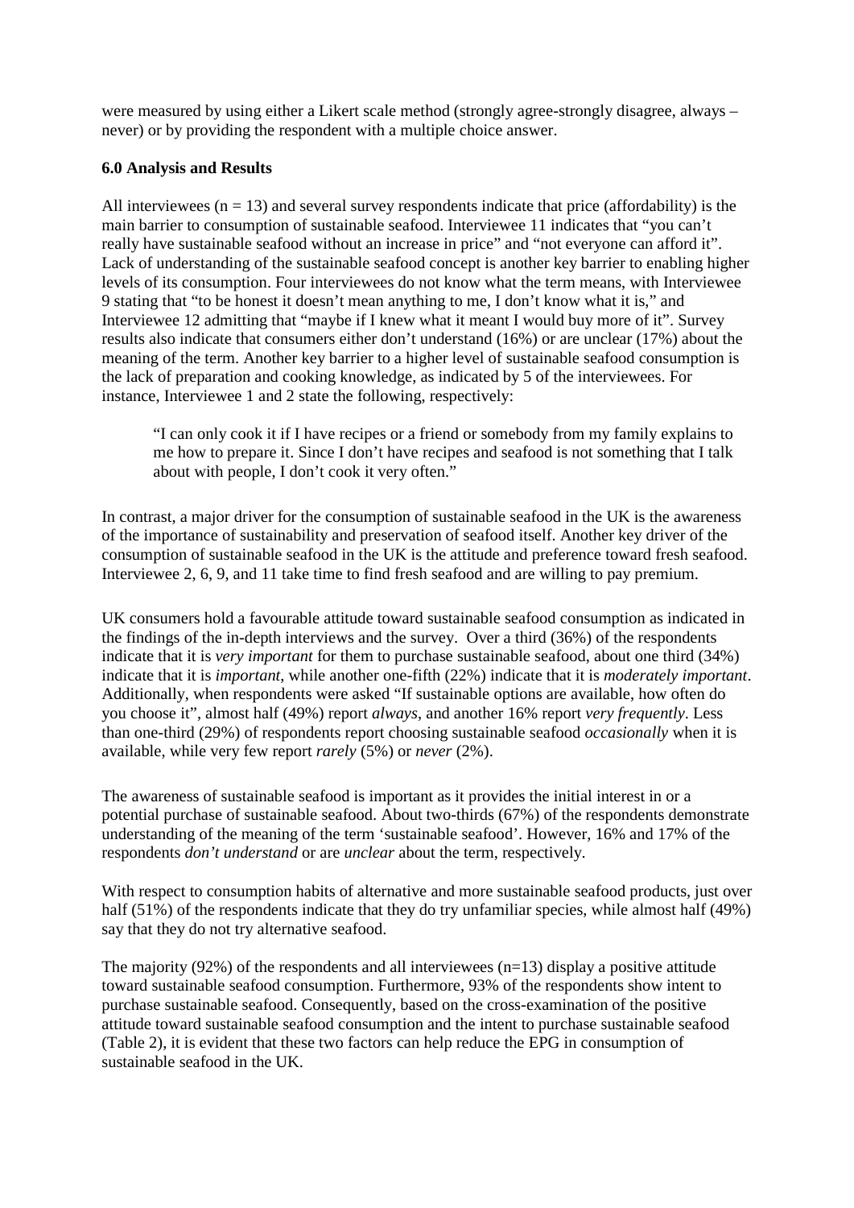were measured by using either a Likert scale method (strongly agree-strongly disagree, always – never) or by providing the respondent with a multiple choice answer.

**6.0 Analysis and Results**

All interviewees (n = 13) and several survey respondents indicate that price (affordability) is the main barrier to consumption of sustainable seafood. Interviewee 11 indicates that "you can't really have sustainable seafood without an increase in price" and "not everyone can afford it". Lack of understanding of the sustainable seafood concept is another key barrier to enabling higher levels of its consumption. Four interviewees do not know what the term means, with Interviewee 9 stating that "to be honest it doesn't mean anything to me, I don't know what it is," and Interviewee 12 admitting that "maybe if I knew what it meant I would buy more of it". Survey results also indicate that consumers either don't understand (16%) or are unclear (17%) about the meaning of the term. Another key barrier to a higher level of sustainable seafood consumption is the lack of preparation and cooking knowledge, as indicated by 5 of the interviewees. For instance, Interviewee 1 and 2 state the following, respectively:

> "I can only cook it if I have recipes or a friend or somebody from my family explains to me how to prepare it. Since I don't have recipes and seafood is not something that I talk about with people, I don't cook it very often."

In contrast, a major driver for the consumption of sustainable seafood in the UK is the awareness of the importance of sustainability and preservation of seafood itself. Another key driver of the consumption of sustainable seafood in the UK is the attitude and preference toward fresh seafood. Interviewee 2, 6, 9, and 11 take time to find fresh seafood and are willing to pay premium.

UK consumers hold a favourable attitude toward sustainable seafood consumption as indicated in the findings of the in-depth interviews and the survey. Over a third (36%) of the respondents indicate that it is *very important* for them to purchase sustainable seafood, about one third (34%) indicate that it is *important*, while another one-fifth (22%) indicate that it is *moderately important*. Additionally, when respondents were asked "If sustainable options are available, how often do you choose it", almost half (49%) report *always*, and another 16% report *very frequently*. Less than one-third (29%) of respondents report choosing sustainable seafood *occasionally* when it is available, while very few report *rarely* (5%) or *never* (2%).

The awareness of sustainable seafood is important as it provides the initial interest in or a potential purchase of sustainable seafood. About two-thirds (67%) of the respondents demonstrate understanding of the meaning of the term 'sustainable seafood'. However, 16% and 17% of the respondents *don't understand* or are *unclear* about the term, respectively.

With respect to consumption habits of alternative and more sustainable seafood products, just over half (51%) of the respondents indicate that they do try unfamiliar species, while almost half (49%) say that they do not try alternative seafood.

The majority (92%) of the respondents and all interviewees (n=13) display a positive attitude toward sustainable seafood consumption. Furthermore, 93% of the respondents show intent to purchase sustainable seafood. Consequently, based on the cross-examination of the positive attitude toward sustainable seafood consumption and the intent to purchase sustainable seafood (Table 2), it is evident that these two factors can help reduce the EPG in consumption of sustainable seafood in the UK.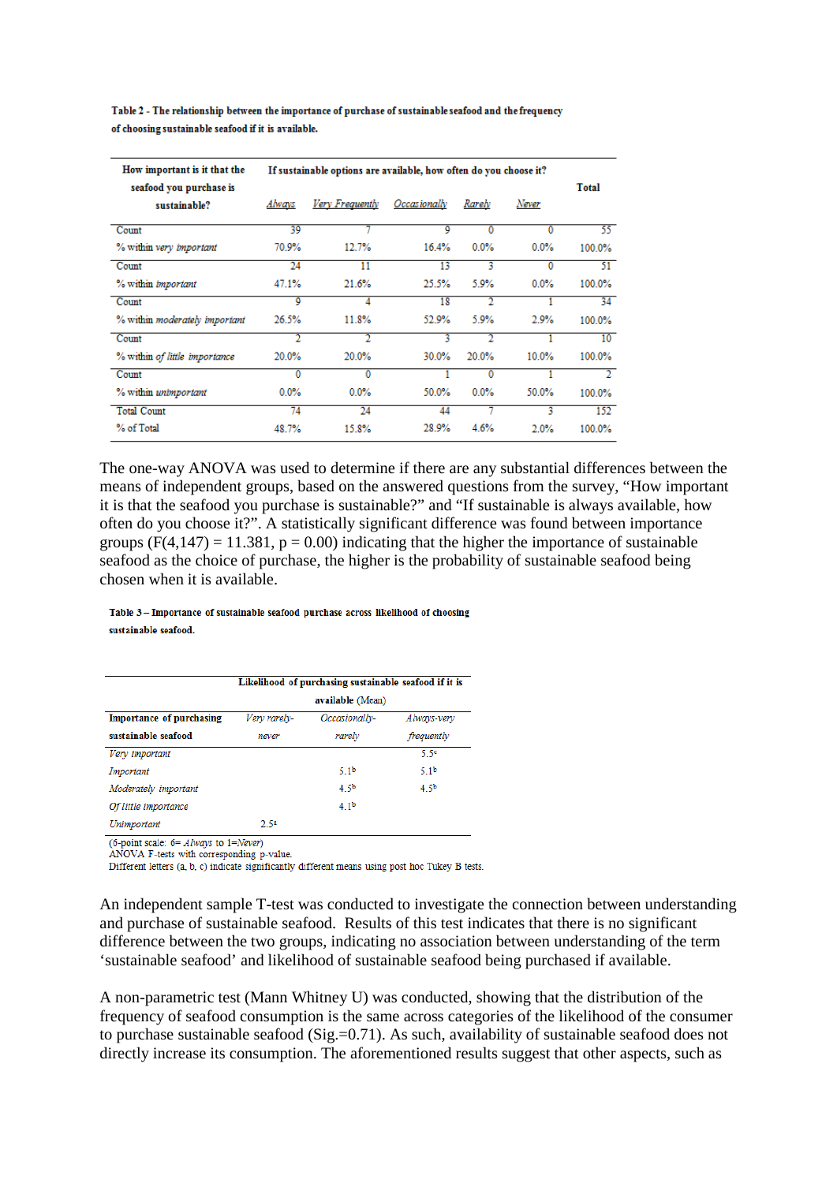**Table 2 - The relationship between the importance of purchase of sustainable seafood and the frequency of choosing sustainable seafood if it is available.**

| How important is it that the seafood you purchase is sustainable? | If sustainable options are available, how often do you choose it? | | | | | Total |
|---|---|---|---|---|---|---|
| | *Always* | *Very Frequently* | *Occasionally* | *Rarely* | *Never* | |
| Count | 39 | 7 | 9 | 0 | 0 | 55 |
| % within *very important* | 70.9% | 12.7% | 16.4% | 0.0% | 0.0% | 100.0% |
| Count | 24 | 11 | 13 | 3 | 0 | 51 |
| % within *important* | 47.1% | 21.6% | 25.5% | 5.9% | 0.0% | 100.0% |
| Count | 9 | 4 | 18 | 2 | 1 | 34 |
| % within *moderately important* | 26.5% | 11.8% | 52.9% | 5.9% | 2.9% | 100.0% |
| Count | 2 | 2 | 3 | 2 | 1 | 10 |
| % within *of little importance* | 20.0% | 20.0% | 30.0% | 20.0% | 10.0% | 100.0% |
| Count | 0 | 0 | 1 | 0 | 1 | 2 |
| % within *unimportant* | 0.0% | 0.0% | 50.0% | 0.0% | 50.0% | 100.0% |
| Total Count | 74 | 24 | 44 | 7 | 3 | 152 |
| % of Total | 48.7% | 15.8% | 28.9% | 4.6% | 2.0% | 100.0% |

The one-way ANOVA was used to determine if there are any substantial differences between the means of independent groups, based on the answered questions from the survey, "How important it is that the seafood you purchase is sustainable?" and "If sustainable is always available, how often do you choose it?". A statistically significant difference was found between importance groups ($F(4,147) = 11.381$, $p = 0.00$) indicating that the higher the importance of sustainable seafood as the choice of purchase, the higher is the probability of sustainable seafood being chosen when it is available.

**Table 3 – Importance of sustainable seafood purchase across likelihood of choosing sustainable seafood.**

| Importance of purchasing sustainable seafood | Likelihood of purchasing sustainable seafood if it is available (Mean) | | |
|---|---|---|---|
| | *Very rarely-never* | *Occasionally-rarely* | *Always-very frequently* |
| *Very important* | | | 5.5$^{c}$ |
| *Important* | | 5.1$^{b}$ | 5.1$^{b}$ |
| *Moderately important* | | 4.5$^{b}$ | 4.5$^{b}$ |
| *Of little importance* | | 4.1$^{b}$ | |
| *Unimportant* | 2.5$^{a}$ | | |

(6-point scale: 6= *Always* to 1=*Never*)
ANOVA F-tests with corresponding p-value.
Different letters (a, b, c) indicate significantly different means using post hoc Tukey B tests.

An independent sample T-test was conducted to investigate the connection between understanding and purchase of sustainable seafood. Results of this test indicates that there is no significant difference between the two groups, indicating no association between understanding of the term 'sustainable seafood' and likelihood of sustainable seafood being purchased if available.

A non-parametric test (Mann Whitney U) was conducted, showing that the distribution of the frequency of seafood consumption is the same across categories of the likelihood of the consumer to purchase sustainable seafood (Sig.=0.71). As such, availability of sustainable seafood does not directly increase its consumption. The aforementioned results suggest that other aspects, such as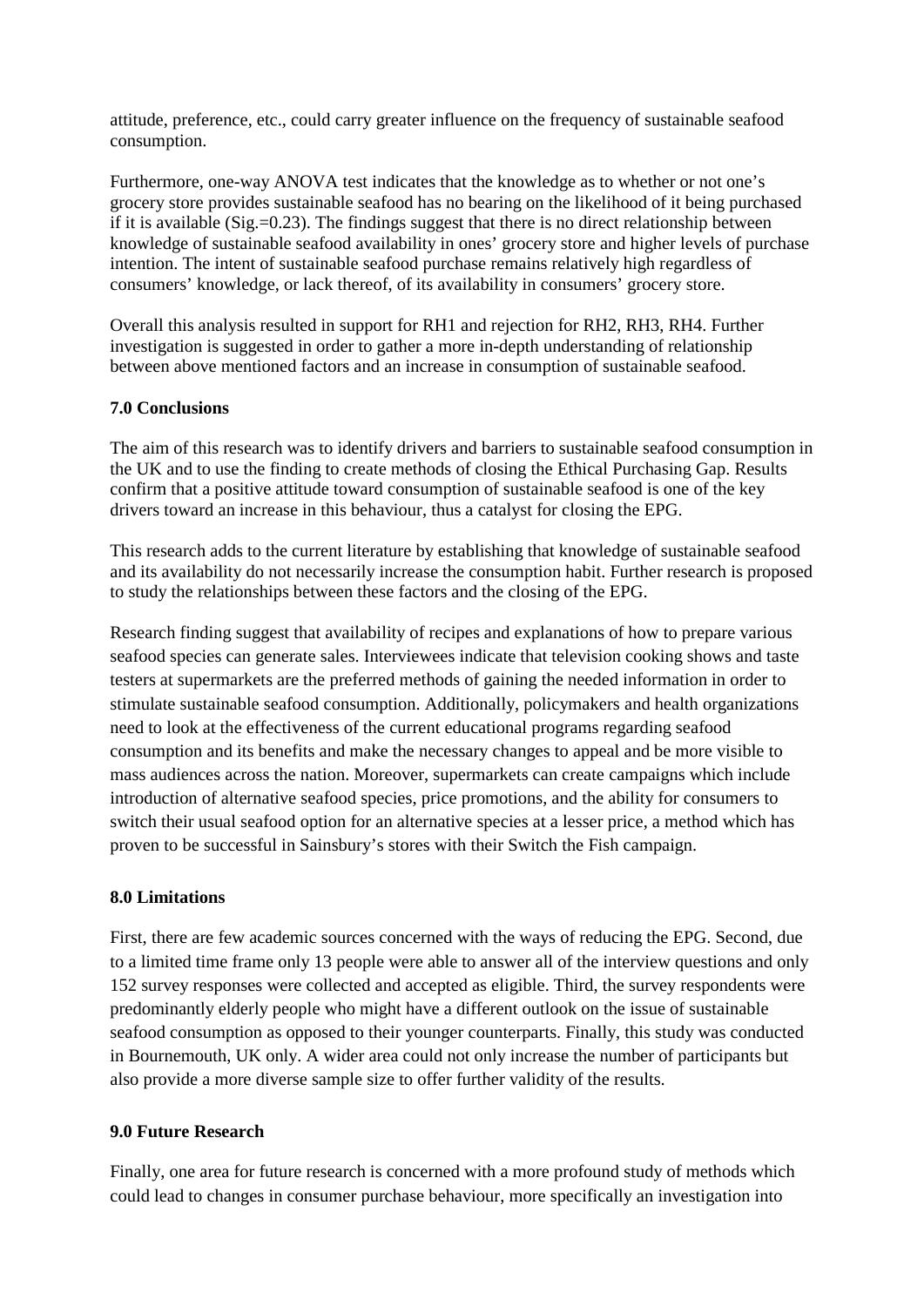attitude, preference, etc., could carry greater influence on the frequency of sustainable seafood consumption.

Furthermore, one-way ANOVA test indicates that the knowledge as to whether or not one's grocery store provides sustainable seafood has no bearing on the likelihood of it being purchased if it is available (Sig.=0.23). The findings suggest that there is no direct relationship between knowledge of sustainable seafood availability in ones' grocery store and higher levels of purchase intention. The intent of sustainable seafood purchase remains relatively high regardless of consumers' knowledge, or lack thereof, of its availability in consumers' grocery store.

Overall this analysis resulted in support for RH1 and rejection for RH2, RH3, RH4. Further investigation is suggested in order to gather a more in-depth understanding of relationship between above mentioned factors and an increase in consumption of sustainable seafood.

## 7.0 Conclusions

The aim of this research was to identify drivers and barriers to sustainable seafood consumption in the UK and to use the finding to create methods of closing the Ethical Purchasing Gap. Results confirm that a positive attitude toward consumption of sustainable seafood is one of the key drivers toward an increase in this behaviour, thus a catalyst for closing the EPG.

This research adds to the current literature by establishing that knowledge of sustainable seafood and its availability do not necessarily increase the consumption habit. Further research is proposed to study the relationships between these factors and the closing of the EPG.

Research finding suggest that availability of recipes and explanations of how to prepare various seafood species can generate sales. Interviewees indicate that television cooking shows and taste testers at supermarkets are the preferred methods of gaining the needed information in order to stimulate sustainable seafood consumption. Additionally, policymakers and health organizations need to look at the effectiveness of the current educational programs regarding seafood consumption and its benefits and make the necessary changes to appeal and be more visible to mass audiences across the nation. Moreover, supermarkets can create campaigns which include introduction of alternative seafood species, price promotions, and the ability for consumers to switch their usual seafood option for an alternative species at a lesser price, a method which has proven to be successful in Sainsbury's stores with their Switch the Fish campaign.

## 8.0 Limitations

First, there are few academic sources concerned with the ways of reducing the EPG. Second, due to a limited time frame only 13 people were able to answer all of the interview questions and only 152 survey responses were collected and accepted as eligible. Third, the survey respondents were predominantly elderly people who might have a different outlook on the issue of sustainable seafood consumption as opposed to their younger counterparts. Finally, this study was conducted in Bournemouth, UK only. A wider area could not only increase the number of participants but also provide a more diverse sample size to offer further validity of the results.

## 9.0 Future Research

Finally, one area for future research is concerned with a more profound study of methods which could lead to changes in consumer purchase behaviour, more specifically an investigation into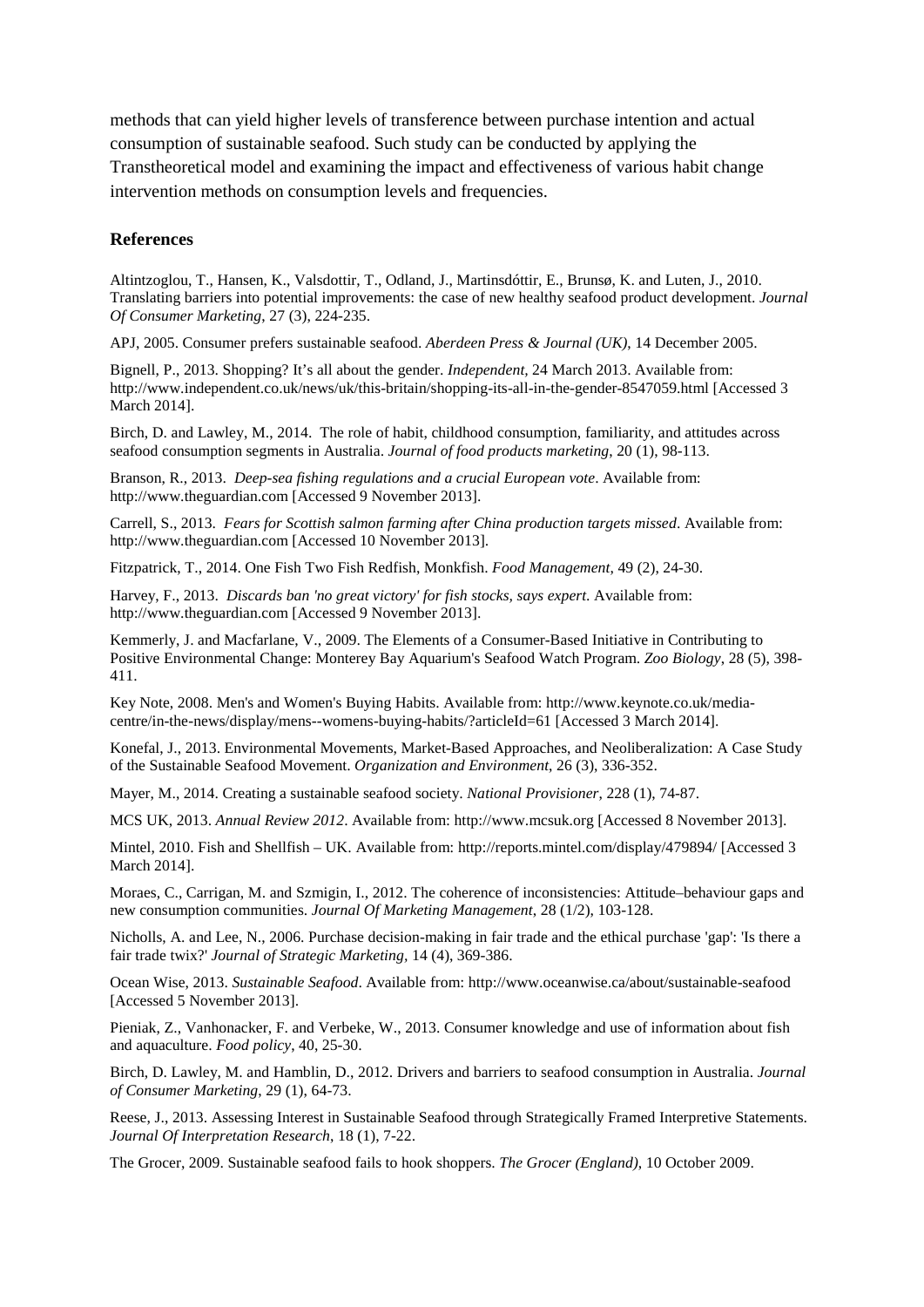methods that can yield higher levels of transference between purchase intention and actual consumption of sustainable seafood. Such study can be conducted by applying the Transtheoretical model and examining the impact and effectiveness of various habit change intervention methods on consumption levels and frequencies.

## References

Altintzoglou, T., Hansen, K., Valsdottir, T., Odland, J., Martinsdóttir, E., Brunsø, K. and Luten, J., 2010. Translating barriers into potential improvements: the case of new healthy seafood product development. *Journal Of Consumer Marketing*, 27 (3), 224-235.

APJ, 2005. Consumer prefers sustainable seafood. *Aberdeen Press & Journal (UK)*, 14 December 2005.

Bignell, P., 2013. Shopping? It's all about the gender. *Independent*, 24 March 2013. Available from: http://www.independent.co.uk/news/uk/this-britain/shopping-its-all-in-the-gender-8547059.html [Accessed 3 March 2014].

Birch, D. and Lawley, M., 2014. The role of habit, childhood consumption, familiarity, and attitudes across seafood consumption segments in Australia. *Journal of food products marketing*, 20 (1), 98-113.

Branson, R., 2013. *Deep-sea fishing regulations and a crucial European vote*. Available from: http://www.theguardian.com [Accessed 9 November 2013].

Carrell, S., 2013. *Fears for Scottish salmon farming after China production targets missed*. Available from: http://www.theguardian.com [Accessed 10 November 2013].

Fitzpatrick, T., 2014. One Fish Two Fish Redfish, Monkfish. *Food Management*, 49 (2), 24-30.

Harvey, F., 2013. *Discards ban 'no great victory' for fish stocks, says expert*. Available from: http://www.theguardian.com [Accessed 9 November 2013].

Kemmerly, J. and Macfarlane, V., 2009. The Elements of a Consumer-Based Initiative in Contributing to Positive Environmental Change: Monterey Bay Aquarium's Seafood Watch Program. *Zoo Biology*, 28 (5), 398-411.

Key Note, 2008. Men's and Women's Buying Habits. Available from: http://www.keynote.co.uk/media-centre/in-the-news/display/mens--womens-buying-habits/?articleId=61 [Accessed 3 March 2014].

Konefal, J., 2013. Environmental Movements, Market-Based Approaches, and Neoliberalization: A Case Study of the Sustainable Seafood Movement. *Organization and Environment*, 26 (3), 336-352.

Mayer, M., 2014. Creating a sustainable seafood society. *National Provisioner*, 228 (1), 74-87.

MCS UK, 2013. *Annual Review 2012*. Available from: http://www.mcsuk.org [Accessed 8 November 2013].

Mintel, 2010. Fish and Shellfish – UK. Available from: http://reports.mintel.com/display/479894/ [Accessed 3 March 2014].

Moraes, C., Carrigan, M. and Szmigin, I., 2012. The coherence of inconsistencies: Attitude–behaviour gaps and new consumption communities. *Journal Of Marketing Management*, 28 (1/2), 103-128.

Nicholls, A. and Lee, N., 2006. Purchase decision-making in fair trade and the ethical purchase 'gap': 'Is there a fair trade twix?' *Journal of Strategic Marketing*, 14 (4), 369-386.

Ocean Wise, 2013. *Sustainable Seafood*. Available from: http://www.oceanwise.ca/about/sustainable-seafood [Accessed 5 November 2013].

Pieniak, Z., Vanhonacker, F. and Verbeke, W., 2013. Consumer knowledge and use of information about fish and aquaculture. *Food policy*, 40, 25-30.

Birch, D. Lawley, M. and Hamblin, D., 2012. Drivers and barriers to seafood consumption in Australia. *Journal of Consumer Marketing*, 29 (1), 64-73.

Reese, J., 2013. Assessing Interest in Sustainable Seafood through Strategically Framed Interpretive Statements. *Journal Of Interpretation Research*, 18 (1), 7-22.

The Grocer, 2009. Sustainable seafood fails to hook shoppers. *The Grocer (England)*, 10 October 2009.